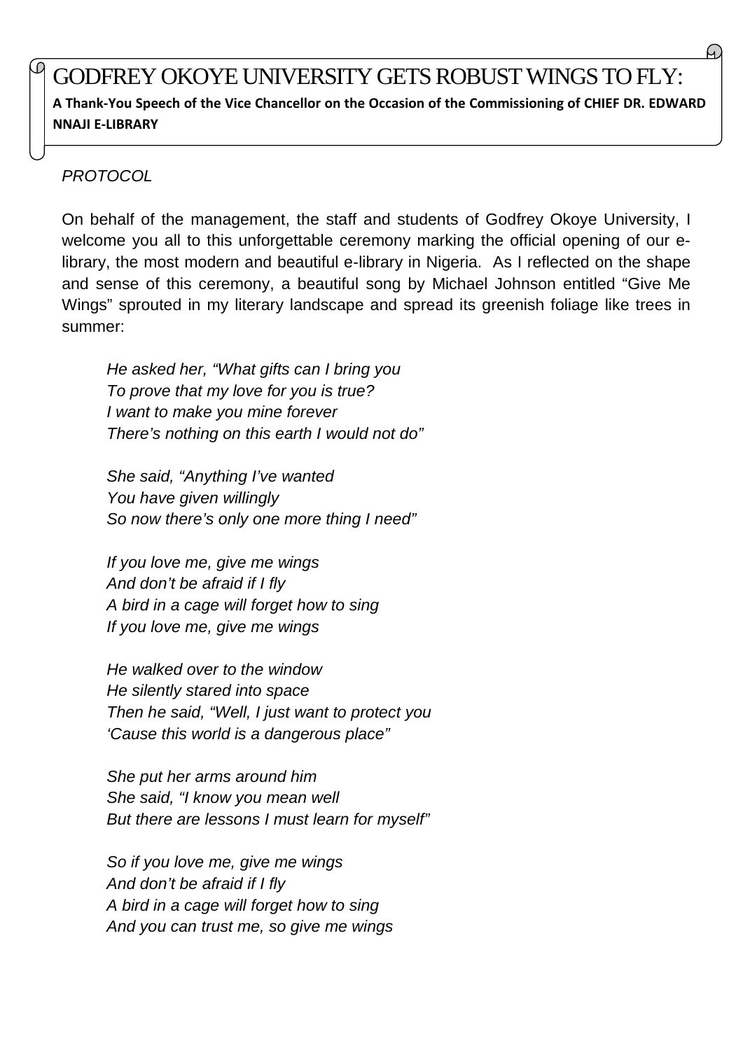# GODFREY OKOYE UNIVERSITY GETS ROBUST WINGS TO FLY:

**A Thank-You Speech of the Vice Chancellor on the Occasion of the Commissioning of CHIEF DR. EDWARD NNAJI E-LIBRARY**

*PROTOCOL*

On behalf of the management, the staff and students of Godfrey Okoye University, I welcome you all to this unforgettable ceremony marking the official opening of our e-library, the most modern and beautiful e-library in Nigeria. As I reflected on the shape and sense of this ceremony, a beautiful song by Michael Johnson entitled "Give Me Wings" sprouted in my literary landscape and spread its greenish foliage like trees in summer:

*He asked her, "What gifts can I bring you*
*To prove that my love for you is true?*
*I want to make you mine forever*
*There's nothing on this earth I would not do"*

*She said, "Anything I've wanted*
*You have given willingly*
*So now there's only one more thing I need"*

*If you love me, give me wings*
*And don't be afraid if I fly*
*A bird in a cage will forget how to sing*
*If you love me, give me wings*

*He walked over to the window*
*He silently stared into space*
*Then he said, "Well, I just want to protect you*
*'Cause this world is a dangerous place"*

*She put her arms around him*
*She said, "I know you mean well*
*But there are lessons I must learn for myself"*

*So if you love me, give me wings*
*And don't be afraid if I fly*
*A bird in a cage will forget how to sing*
*And you can trust me, so give me wings*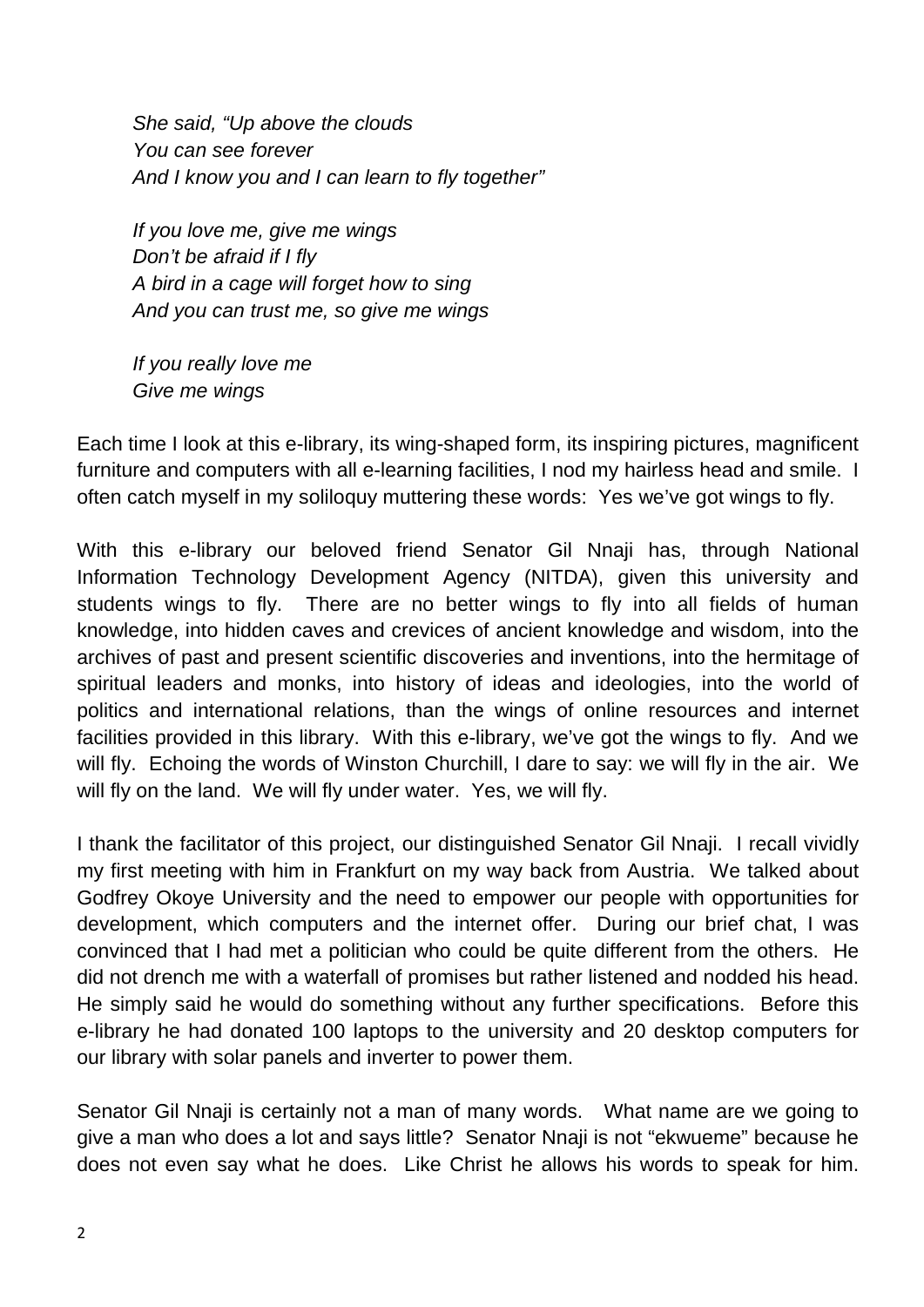*She said, "Up above the clouds*
*You can see forever*
*And I know you and I can learn to fly together"*

*If you love me, give me wings*
*Don't be afraid if I fly*
*A bird in a cage will forget how to sing*
*And you can trust me, so give me wings*

*If you really love me*
*Give me wings*

Each time I look at this e-library, its wing-shaped form, its inspiring pictures, magnificent furniture and computers with all e-learning facilities, I nod my hairless head and smile. I often catch myself in my soliloquy muttering these words: Yes we've got wings to fly.

With this e-library our beloved friend Senator Gil Nnaji has, through National Information Technology Development Agency (NITDA), given this university and students wings to fly. There are no better wings to fly into all fields of human knowledge, into hidden caves and crevices of ancient knowledge and wisdom, into the archives of past and present scientific discoveries and inventions, into the hermitage of spiritual leaders and monks, into history of ideas and ideologies, into the world of politics and international relations, than the wings of online resources and internet facilities provided in this library. With this e-library, we've got the wings to fly. And we will fly. Echoing the words of Winston Churchill, I dare to say: we will fly in the air. We will fly on the land. We will fly under water. Yes, we will fly.

I thank the facilitator of this project, our distinguished Senator Gil Nnaji. I recall vividly my first meeting with him in Frankfurt on my way back from Austria. We talked about Godfrey Okoye University and the need to empower our people with opportunities for development, which computers and the internet offer. During our brief chat, I was convinced that I had met a politician who could be quite different from the others. He did not drench me with a waterfall of promises but rather listened and nodded his head. He simply said he would do something without any further specifications. Before this e-library he had donated 100 laptops to the university and 20 desktop computers for our library with solar panels and inverter to power them.

Senator Gil Nnaji is certainly not a man of many words. What name are we going to give a man who does a lot and says little? Senator Nnaji is not "ekwueme" because he does not even say what he does. Like Christ he allows his words to speak for him.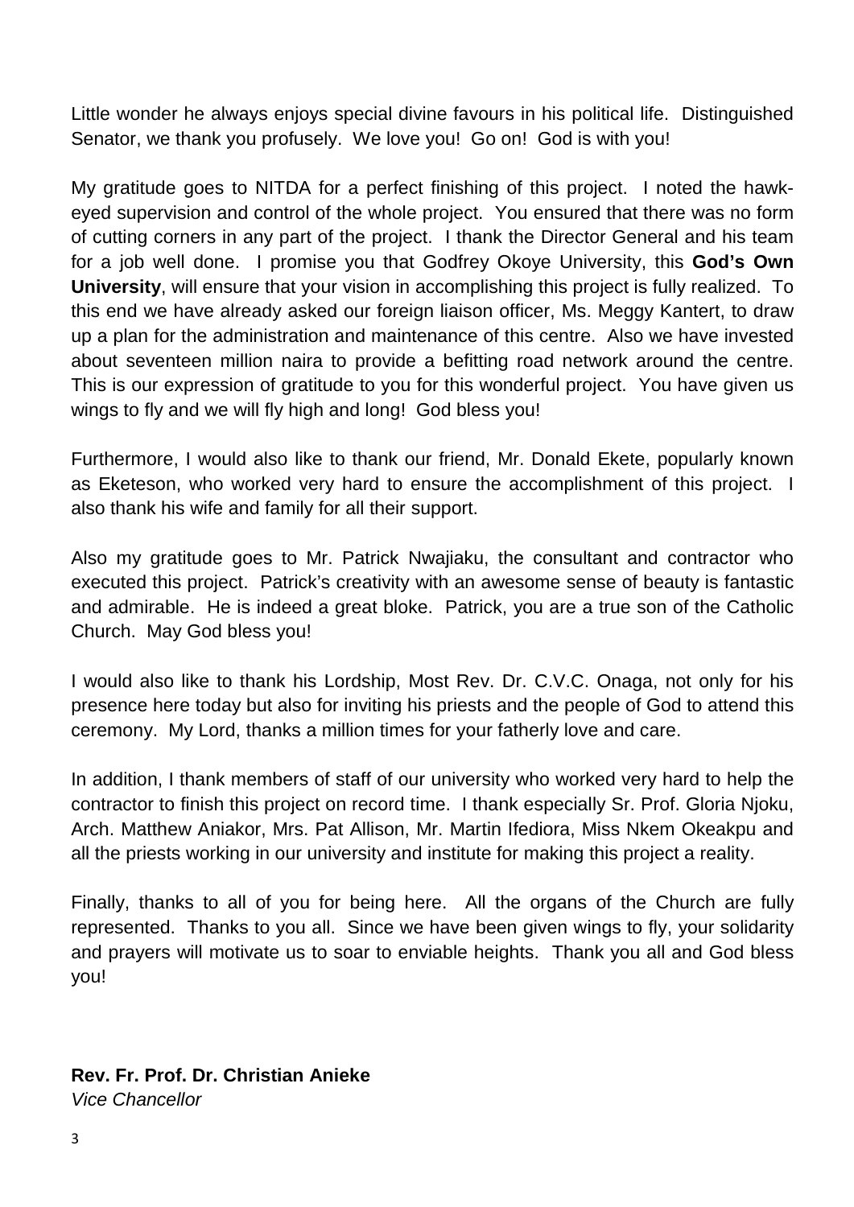Little wonder he always enjoys special divine favours in his political life. Distinguished Senator, we thank you profusely. We love you! Go on! God is with you!

My gratitude goes to NITDA for a perfect finishing of this project. I noted the hawk-eyed supervision and control of the whole project. You ensured that there was no form of cutting corners in any part of the project. I thank the Director General and his team for a job well done. I promise you that Godfrey Okoye University, this **God's Own University**, will ensure that your vision in accomplishing this project is fully realized. To this end we have already asked our foreign liaison officer, Ms. Meggy Kantert, to draw up a plan for the administration and maintenance of this centre. Also we have invested about seventeen million naira to provide a befitting road network around the centre. This is our expression of gratitude to you for this wonderful project. You have given us wings to fly and we will fly high and long! God bless you!

Furthermore, I would also like to thank our friend, Mr. Donald Ekete, popularly known as Eketeson, who worked very hard to ensure the accomplishment of this project. I also thank his wife and family for all their support.

Also my gratitude goes to Mr. Patrick Nwajiaku, the consultant and contractor who executed this project. Patrick's creativity with an awesome sense of beauty is fantastic and admirable. He is indeed a great bloke. Patrick, you are a true son of the Catholic Church. May God bless you!

I would also like to thank his Lordship, Most Rev. Dr. C.V.C. Onaga, not only for his presence here today but also for inviting his priests and the people of God to attend this ceremony. My Lord, thanks a million times for your fatherly love and care.

In addition, I thank members of staff of our university who worked very hard to help the contractor to finish this project on record time. I thank especially Sr. Prof. Gloria Njoku, Arch. Matthew Aniakor, Mrs. Pat Allison, Mr. Martin Ifediora, Miss Nkem Okeakpu and all the priests working in our university and institute for making this project a reality.

Finally, thanks to all of you for being here. All the organs of the Church are fully represented. Thanks to you all. Since we have been given wings to fly, your solidarity and prayers will motivate us to soar to enviable heights. Thank you all and God bless you!

**Rev. Fr. Prof. Dr. Christian Anieke**
*Vice Chancellor*